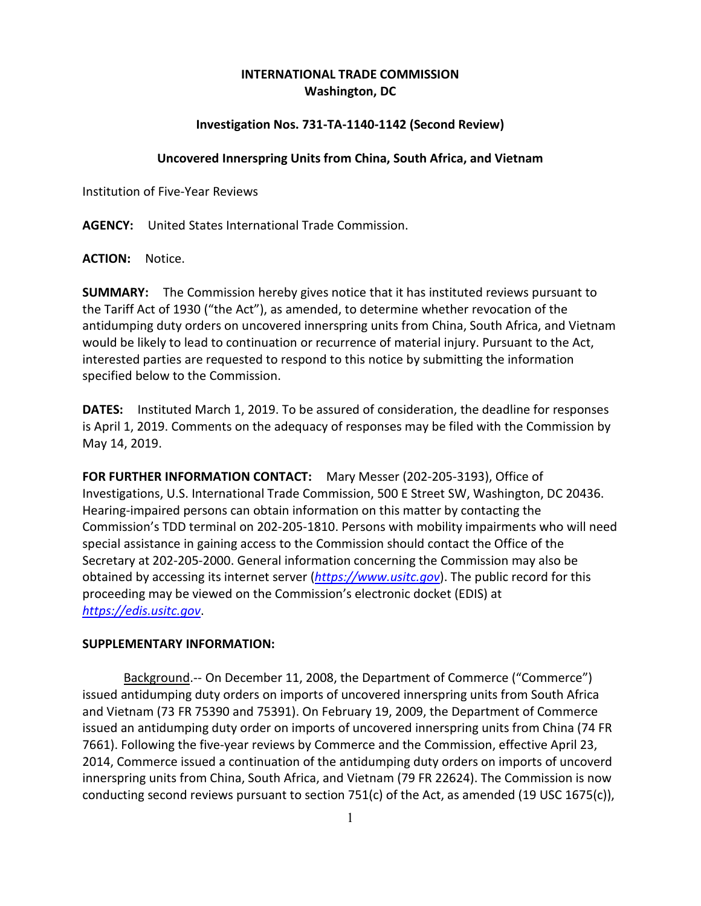**INTERNATIONAL TRADE COMMISSION**
**Washington, DC**

**Investigation Nos. 731-TA-1140-1142 (Second Review)**

**Uncovered Innerspring Units from China, South Africa, and Vietnam**

Institution of Five-Year Reviews

**AGENCY:** United States International Trade Commission.

**ACTION:** Notice.

**SUMMARY:** The Commission hereby gives notice that it has instituted reviews pursuant to the Tariff Act of 1930 ("the Act"), as amended, to determine whether revocation of the antidumping duty orders on uncovered innerspring units from China, South Africa, and Vietnam would be likely to lead to continuation or recurrence of material injury. Pursuant to the Act, interested parties are requested to respond to this notice by submitting the information specified below to the Commission.

**DATES:** Instituted March 1, 2019. To be assured of consideration, the deadline for responses is April 1, 2019. Comments on the adequacy of responses may be filed with the Commission by May 14, 2019.

**FOR FURTHER INFORMATION CONTACT:** Mary Messer (202-205-3193), Office of Investigations, U.S. International Trade Commission, 500 E Street SW, Washington, DC 20436. Hearing-impaired persons can obtain information on this matter by contacting the Commission's TDD terminal on 202-205-1810. Persons with mobility impairments who will need special assistance in gaining access to the Commission should contact the Office of the Secretary at 202-205-2000. General information concerning the Commission may also be obtained by accessing its internet server (*https://www.usitc.gov*). The public record for this proceeding may be viewed on the Commission's electronic docket (EDIS) at *https://edis.usitc.gov*.

**SUPPLEMENTARY INFORMATION:**

Background.-- On December 11, 2008, the Department of Commerce ("Commerce") issued antidumping duty orders on imports of uncovered innerspring units from South Africa and Vietnam (73 FR 75390 and 75391). On February 19, 2009, the Department of Commerce issued an antidumping duty order on imports of uncovered innerspring units from China (74 FR 7661). Following the five-year reviews by Commerce and the Commission, effective April 23, 2014, Commerce issued a continuation of the antidumping duty orders on imports of uncoverd innerspring units from China, South Africa, and Vietnam (79 FR 22624). The Commission is now conducting second reviews pursuant to section 751(c) of the Act, as amended (19 USC 1675(c)),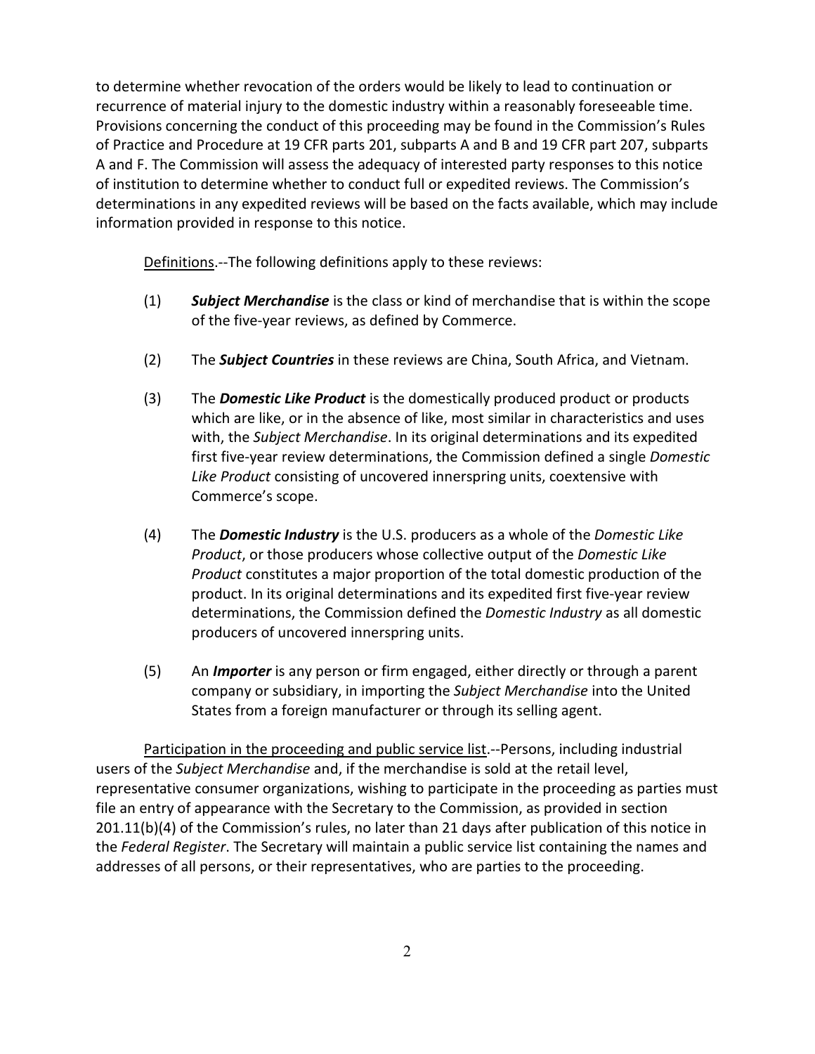to determine whether revocation of the orders would be likely to lead to continuation or recurrence of material injury to the domestic industry within a reasonably foreseeable time. Provisions concerning the conduct of this proceeding may be found in the Commission's Rules of Practice and Procedure at 19 CFR parts 201, subparts A and B and 19 CFR part 207, subparts A and F. The Commission will assess the adequacy of interested party responses to this notice of institution to determine whether to conduct full or expedited reviews. The Commission's determinations in any expedited reviews will be based on the facts available, which may include information provided in response to this notice.

Definitions.--The following definitions apply to these reviews:

(1) ***Subject Merchandise*** is the class or kind of merchandise that is within the scope of the five-year reviews, as defined by Commerce.

(2) The ***Subject Countries*** in these reviews are China, South Africa, and Vietnam.

(3) The ***Domestic Like Product*** is the domestically produced product or products which are like, or in the absence of like, most similar in characteristics and uses with, the *Subject Merchandise*. In its original determinations and its expedited first five-year review determinations, the Commission defined a single *Domestic Like Product* consisting of uncovered innerspring units, coextensive with Commerce's scope.

(4) The ***Domestic Industry*** is the U.S. producers as a whole of the *Domestic Like Product*, or those producers whose collective output of the *Domestic Like Product* constitutes a major proportion of the total domestic production of the product. In its original determinations and its expedited first five-year review determinations, the Commission defined the *Domestic Industry* as all domestic producers of uncovered innerspring units.

(5) An ***Importer*** is any person or firm engaged, either directly or through a parent company or subsidiary, in importing the *Subject Merchandise* into the United States from a foreign manufacturer or through its selling agent.

Participation in the proceeding and public service list.--Persons, including industrial users of the *Subject Merchandise* and, if the merchandise is sold at the retail level, representative consumer organizations, wishing to participate in the proceeding as parties must file an entry of appearance with the Secretary to the Commission, as provided in section 201.11(b)(4) of the Commission's rules, no later than 21 days after publication of this notice in the *Federal Register*. The Secretary will maintain a public service list containing the names and addresses of all persons, or their representatives, who are parties to the proceeding.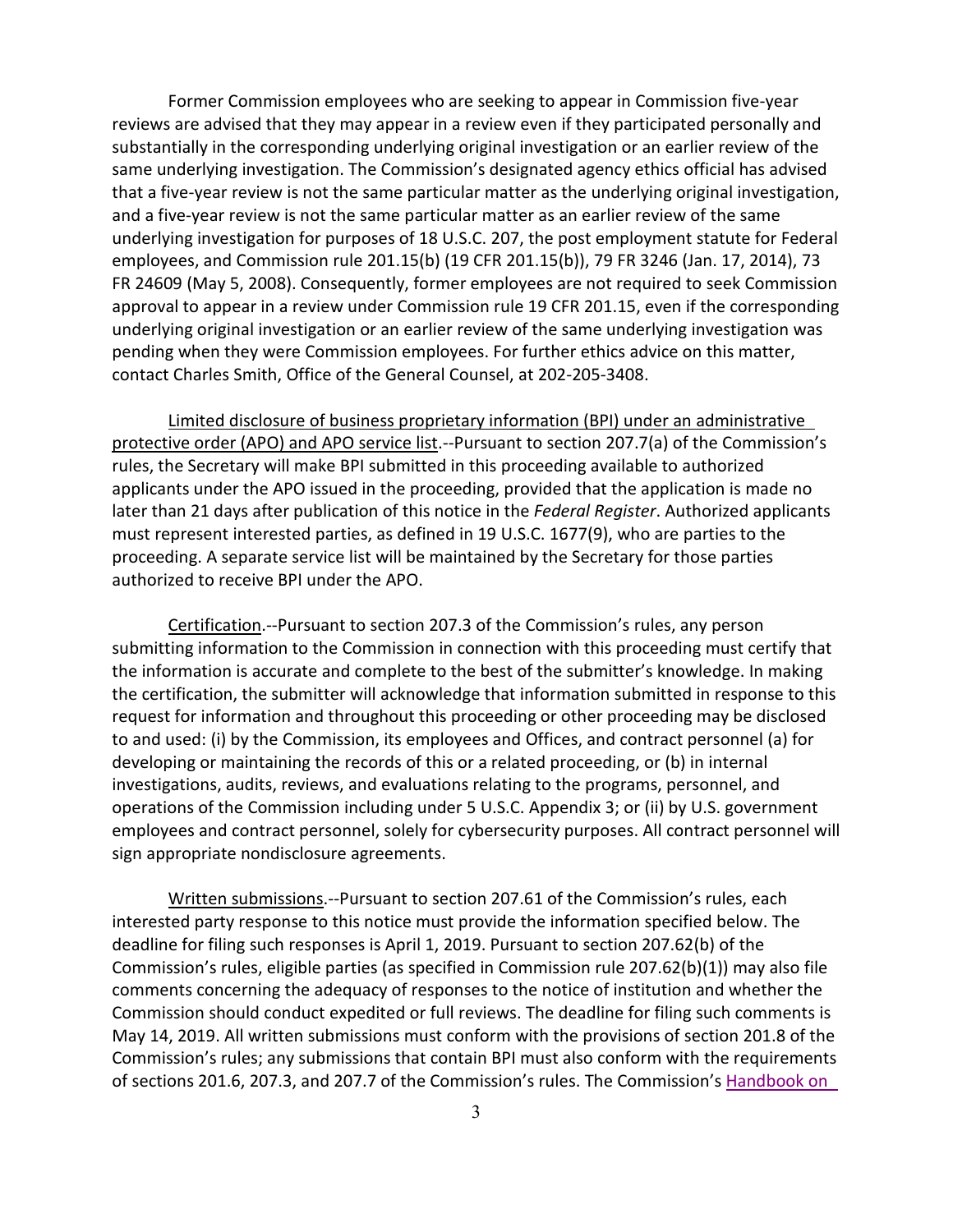Former Commission employees who are seeking to appear in Commission five-year reviews are advised that they may appear in a review even if they participated personally and substantially in the corresponding underlying original investigation or an earlier review of the same underlying investigation. The Commission's designated agency ethics official has advised that a five-year review is not the same particular matter as the underlying original investigation, and a five-year review is not the same particular matter as an earlier review of the same underlying investigation for purposes of 18 U.S.C. 207, the post employment statute for Federal employees, and Commission rule 201.15(b) (19 CFR 201.15(b)), 79 FR 3246 (Jan. 17, 2014), 73 FR 24609 (May 5, 2008). Consequently, former employees are not required to seek Commission approval to appear in a review under Commission rule 19 CFR 201.15, even if the corresponding underlying original investigation or an earlier review of the same underlying investigation was pending when they were Commission employees. For further ethics advice on this matter, contact Charles Smith, Office of the General Counsel, at 202-205-3408.

Limited disclosure of business proprietary information (BPI) under an administrative protective order (APO) and APO service list.--Pursuant to section 207.7(a) of the Commission's rules, the Secretary will make BPI submitted in this proceeding available to authorized applicants under the APO issued in the proceeding, provided that the application is made no later than 21 days after publication of this notice in the *Federal Register*. Authorized applicants must represent interested parties, as defined in 19 U.S.C. 1677(9), who are parties to the proceeding. A separate service list will be maintained by the Secretary for those parties authorized to receive BPI under the APO.

Certification.--Pursuant to section 207.3 of the Commission's rules, any person submitting information to the Commission in connection with this proceeding must certify that the information is accurate and complete to the best of the submitter's knowledge. In making the certification, the submitter will acknowledge that information submitted in response to this request for information and throughout this proceeding or other proceeding may be disclosed to and used: (i) by the Commission, its employees and Offices, and contract personnel (a) for developing or maintaining the records of this or a related proceeding, or (b) in internal investigations, audits, reviews, and evaluations relating to the programs, personnel, and operations of the Commission including under 5 U.S.C. Appendix 3; or (ii) by U.S. government employees and contract personnel, solely for cybersecurity purposes. All contract personnel will sign appropriate nondisclosure agreements.

Written submissions.--Pursuant to section 207.61 of the Commission's rules, each interested party response to this notice must provide the information specified below. The deadline for filing such responses is April 1, 2019. Pursuant to section 207.62(b) of the Commission's rules, eligible parties (as specified in Commission rule 207.62(b)(1)) may also file comments concerning the adequacy of responses to the notice of institution and whether the Commission should conduct expedited or full reviews. The deadline for filing such comments is May 14, 2019. All written submissions must conform with the provisions of section 201.8 of the Commission's rules; any submissions that contain BPI must also conform with the requirements of sections 201.6, 207.3, and 207.7 of the Commission's rules. The Commission's Handbook on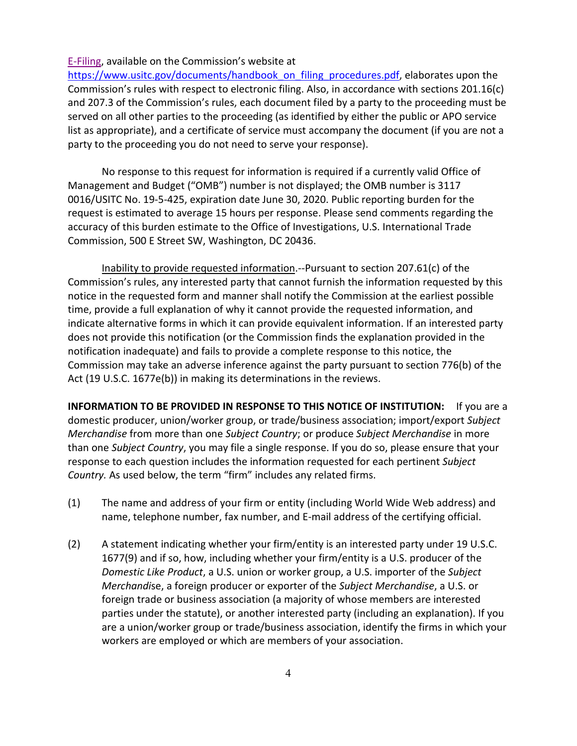[E-Filing](#), available on the Commission's website at [https://www.usitc.gov/documents/handbook_on_filing_procedures.pdf](https://www.usitc.gov/documents/handbook_on_filing_procedures.pdf), elaborates upon the Commission's rules with respect to electronic filing. Also, in accordance with sections 201.16(c) and 207.3 of the Commission's rules, each document filed by a party to the proceeding must be served on all other parties to the proceeding (as identified by either the public or APO service list as appropriate), and a certificate of service must accompany the document (if you are not a party to the proceeding you do not need to serve your response).

No response to this request for information is required if a currently valid Office of Management and Budget ("OMB") number is not displayed; the OMB number is 3117 0016/USITC No. 19-5-425, expiration date June 30, 2020. Public reporting burden for the request is estimated to average 15 hours per response. Please send comments regarding the accuracy of this burden estimate to the Office of Investigations, U.S. International Trade Commission, 500 E Street SW, Washington, DC 20436.

Inability to provide requested information.--Pursuant to section 207.61(c) of the Commission's rules, any interested party that cannot furnish the information requested by this notice in the requested form and manner shall notify the Commission at the earliest possible time, provide a full explanation of why it cannot provide the requested information, and indicate alternative forms in which it can provide equivalent information. If an interested party does not provide this notification (or the Commission finds the explanation provided in the notification inadequate) and fails to provide a complete response to this notice, the Commission may take an adverse inference against the party pursuant to section 776(b) of the Act (19 U.S.C. 1677e(b)) in making its determinations in the reviews.

**INFORMATION TO BE PROVIDED IN RESPONSE TO THIS NOTICE OF INSTITUTION:** If you are a domestic producer, union/worker group, or trade/business association; import/export *Subject Merchandise* from more than one *Subject Country*; or produce *Subject Merchandise* in more than one *Subject Country*, you may file a single response. If you do so, please ensure that your response to each question includes the information requested for each pertinent *Subject Country.* As used below, the term "firm" includes any related firms.

(1) The name and address of your firm or entity (including World Wide Web address) and name, telephone number, fax number, and E-mail address of the certifying official.

(2) A statement indicating whether your firm/entity is an interested party under 19 U.S.C. 1677(9) and if so, how, including whether your firm/entity is a U.S. producer of the *Domestic Like Product*, a U.S. union or worker group, a U.S. importer of the *Subject Merchandis*e, a foreign producer or exporter of the *Subject Merchandise*, a U.S. or foreign trade or business association (a majority of whose members are interested parties under the statute), or another interested party (including an explanation). If you are a union/worker group or trade/business association, identify the firms in which your workers are employed or which are members of your association.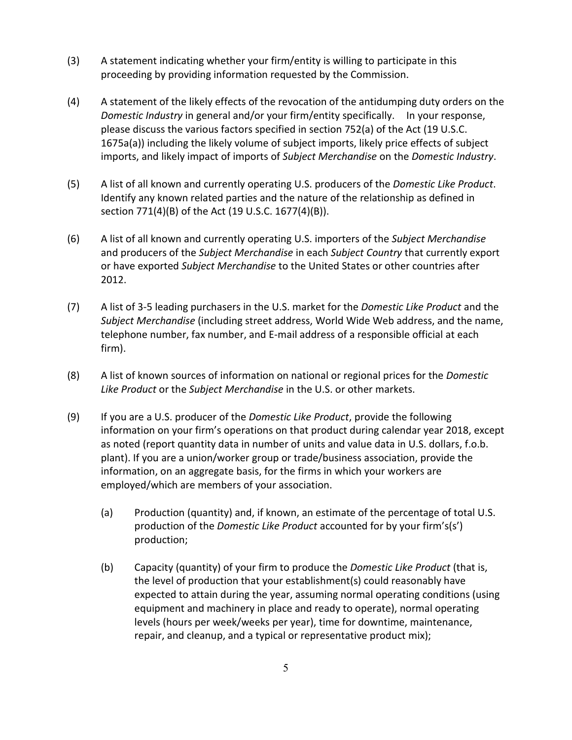(3) A statement indicating whether your firm/entity is willing to participate in this proceeding by providing information requested by the Commission.

(4) A statement of the likely effects of the revocation of the antidumping duty orders on the *Domestic Industry* in general and/or your firm/entity specifically. In your response, please discuss the various factors specified in section 752(a) of the Act (19 U.S.C. 1675a(a)) including the likely volume of subject imports, likely price effects of subject imports, and likely impact of imports of *Subject Merchandise* on the *Domestic Industry*.

(5) A list of all known and currently operating U.S. producers of the *Domestic Like Product*. Identify any known related parties and the nature of the relationship as defined in section 771(4)(B) of the Act (19 U.S.C. 1677(4)(B)).

(6) A list of all known and currently operating U.S. importers of the *Subject Merchandise* and producers of the *Subject Merchandise* in each *Subject Country* that currently export or have exported *Subject Merchandise* to the United States or other countries after 2012.

(7) A list of 3-5 leading purchasers in the U.S. market for the *Domestic Like Product* and the *Subject Merchandise* (including street address, World Wide Web address, and the name, telephone number, fax number, and E-mail address of a responsible official at each firm).

(8) A list of known sources of information on national or regional prices for the *Domestic Like Product* or the *Subject Merchandise* in the U.S. or other markets.

(9) If you are a U.S. producer of the *Domestic Like Product*, provide the following information on your firm's operations on that product during calendar year 2018, except as noted (report quantity data in number of units and value data in U.S. dollars, f.o.b. plant). If you are a union/worker group or trade/business association, provide the information, on an aggregate basis, for the firms in which your workers are employed/which are members of your association.

   (a) Production (quantity) and, if known, an estimate of the percentage of total U.S. production of the *Domestic Like Product* accounted for by your firm's(s') production;

   (b) Capacity (quantity) of your firm to produce the *Domestic Like Product* (that is, the level of production that your establishment(s) could reasonably have expected to attain during the year, assuming normal operating conditions (using equipment and machinery in place and ready to operate), normal operating levels (hours per week/weeks per year), time for downtime, maintenance, repair, and cleanup, and a typical or representative product mix);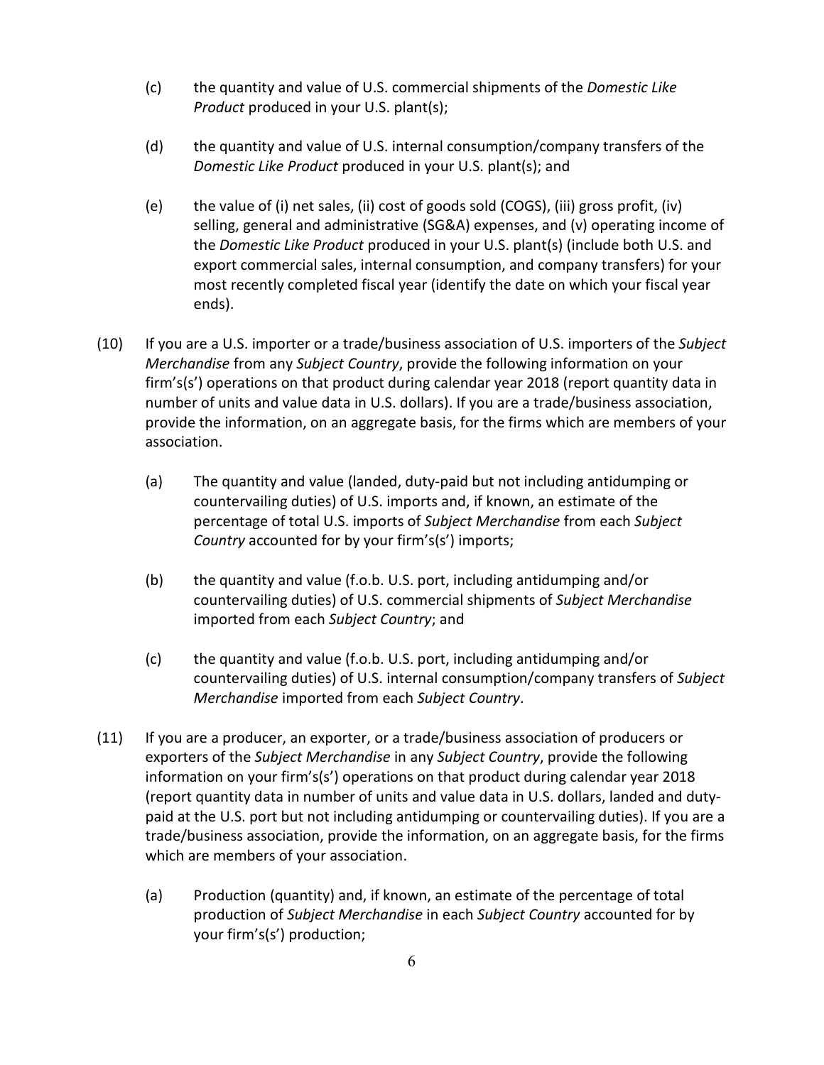(c) the quantity and value of U.S. commercial shipments of the *Domestic Like Product* produced in your U.S. plant(s);

(d) the quantity and value of U.S. internal consumption/company transfers of the *Domestic Like Product* produced in your U.S. plant(s); and

(e) the value of (i) net sales, (ii) cost of goods sold (COGS), (iii) gross profit, (iv) selling, general and administrative (SG&A) expenses, and (v) operating income of the *Domestic Like Product* produced in your U.S. plant(s) (include both U.S. and export commercial sales, internal consumption, and company transfers) for your most recently completed fiscal year (identify the date on which your fiscal year ends).

(10) If you are a U.S. importer or a trade/business association of U.S. importers of the *Subject Merchandise* from any *Subject Country*, provide the following information on your firm's(s') operations on that product during calendar year 2018 (report quantity data in number of units and value data in U.S. dollars). If you are a trade/business association, provide the information, on an aggregate basis, for the firms which are members of your association.

(a) The quantity and value (landed, duty-paid but not including antidumping or countervailing duties) of U.S. imports and, if known, an estimate of the percentage of total U.S. imports of *Subject Merchandise* from each *Subject Country* accounted for by your firm's(s') imports;

(b) the quantity and value (f.o.b. U.S. port, including antidumping and/or countervailing duties) of U.S. commercial shipments of *Subject Merchandise* imported from each *Subject Country*; and

(c) the quantity and value (f.o.b. U.S. port, including antidumping and/or countervailing duties) of U.S. internal consumption/company transfers of *Subject Merchandise* imported from each *Subject Country*.

(11) If you are a producer, an exporter, or a trade/business association of producers or exporters of the *Subject Merchandise* in any *Subject Country*, provide the following information on your firm's(s') operations on that product during calendar year 2018 (report quantity data in number of units and value data in U.S. dollars, landed and duty-paid at the U.S. port but not including antidumping or countervailing duties). If you are a trade/business association, provide the information, on an aggregate basis, for the firms which are members of your association.

(a) Production (quantity) and, if known, an estimate of the percentage of total production of *Subject Merchandise* in each *Subject Country* accounted for by your firm's(s') production;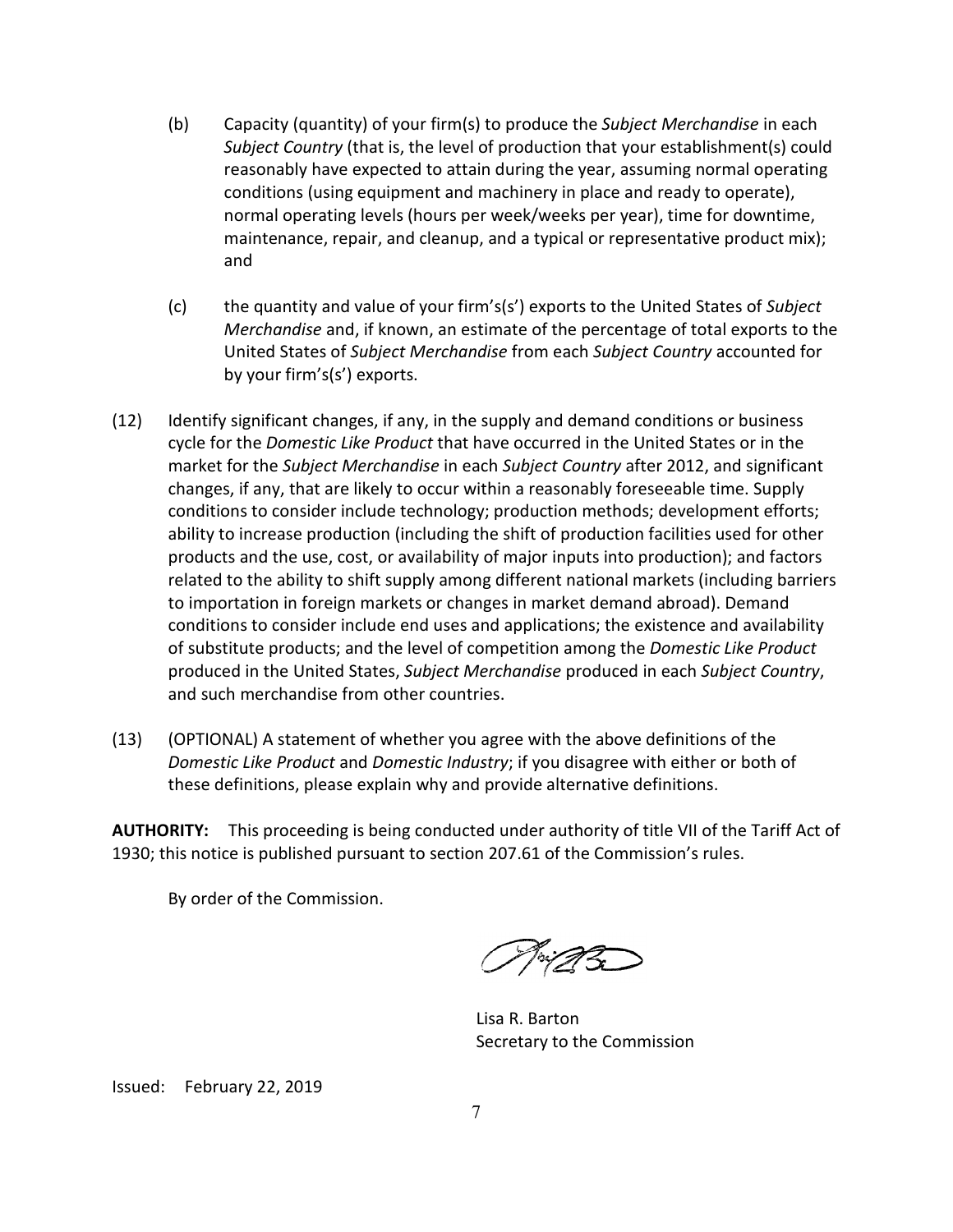(b) Capacity (quantity) of your firm(s) to produce the *Subject Merchandise* in each *Subject Country* (that is, the level of production that your establishment(s) could reasonably have expected to attain during the year, assuming normal operating conditions (using equipment and machinery in place and ready to operate), normal operating levels (hours per week/weeks per year), time for downtime, maintenance, repair, and cleanup, and a typical or representative product mix); and

(c) the quantity and value of your firm's(s') exports to the United States of *Subject Merchandise* and, if known, an estimate of the percentage of total exports to the United States of *Subject Merchandise* from each *Subject Country* accounted for by your firm's(s') exports.

(12) Identify significant changes, if any, in the supply and demand conditions or business cycle for the *Domestic Like Product* that have occurred in the United States or in the market for the *Subject Merchandise* in each *Subject Country* after 2012, and significant changes, if any, that are likely to occur within a reasonably foreseeable time. Supply conditions to consider include technology; production methods; development efforts; ability to increase production (including the shift of production facilities used for other products and the use, cost, or availability of major inputs into production); and factors related to the ability to shift supply among different national markets (including barriers to importation in foreign markets or changes in market demand abroad). Demand conditions to consider include end uses and applications; the existence and availability of substitute products; and the level of competition among the *Domestic Like Product* produced in the United States, *Subject Merchandise* produced in each *Subject Country*, and such merchandise from other countries.

(13) (OPTIONAL) A statement of whether you agree with the above definitions of the *Domestic Like Product* and *Domestic Industry*; if you disagree with either or both of these definitions, please explain why and provide alternative definitions.

**AUTHORITY:** This proceeding is being conducted under authority of title VII of the Tariff Act of 1930; this notice is published pursuant to section 207.61 of the Commission's rules.

By order of the Commission.

Lisa R. Barton
Secretary to the Commission

Issued: February 22, 2019